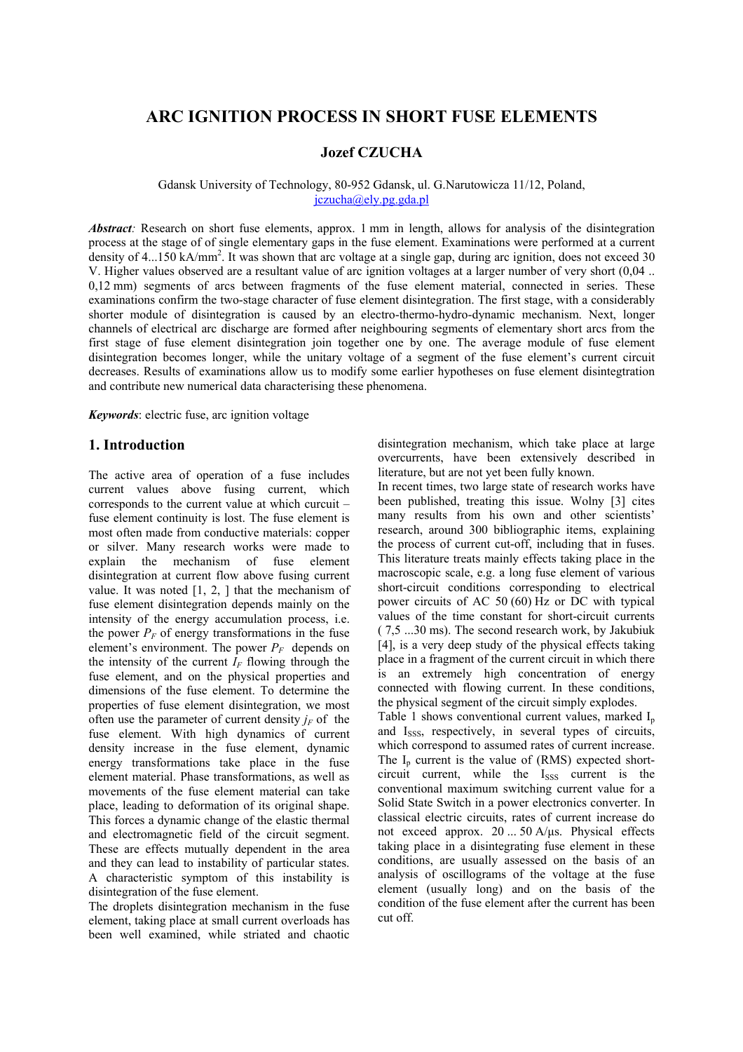# ARC IGNITION PROCESS IN SHORT FUSE ELEMENTS

## Jozef CZUCHA

Gdansk University of Technology, 80-952 Gdansk, ul. G.Narutowicza 11/12, Poland,
jczucha@ely.pg.gda.pl

***Abstract:*** Research on short fuse elements, approx. 1 mm in length, allows for analysis of the disintegration process at the stage of of single elementary gaps in the fuse element. Examinations were performed at a current density of 4...150 kA/mm$^2$. It was shown that arc voltage at a single gap, during arc ignition, does not exceed 30 V. Higher values observed are a resultant value of arc ignition voltages at a larger number of very short (0,04 .. 0,12 mm) segments of arcs between fragments of the fuse element material, connected in series. These examinations confirm the two-stage character of fuse element disintegration. The first stage, with a considerably shorter module of disintegration is caused by an electro-thermo-hydro-dynamic mechanism. Next, longer channels of electrical arc discharge are formed after neighbouring segments of elementary short arcs from the first stage of fuse element disintegration join together one by one. The average module of fuse element disintegration becomes longer, while the unitary voltage of a segment of the fuse element's current circuit decreases. Results of examinations allow us to modify some earlier hypotheses on fuse element disintegtration and contribute new numerical data characterising these phenomena.

***Keywords***: electric fuse, arc ignition voltage

## 1. Introduction

The active area of operation of a fuse includes current values above fusing current, which corresponds to the current value at which circuit – fuse element continuity is lost. The fuse element is most often made from conductive materials: copper or silver. Many research works were made to explain the mechanism of fuse element disintegration at current flow above fusing current value. It was noted [1, 2, ] that the mechanism of fuse element disintegration depends mainly on the intensity of the energy accumulation process, i.e. the power $P_F$ of energy transformations in the fuse element's environment. The power $P_F$ depends on the intensity of the current $I_F$ flowing through the fuse element, and on the physical properties and dimensions of the fuse element. To determine the properties of fuse element disintegration, we most often use the parameter of current density $j_F$ of the fuse element. With high dynamics of current density increase in the fuse element, dynamic energy transformations take place in the fuse element material. Phase transformations, as well as movements of the fuse element material can take place, leading to deformation of its original shape. This forces a dynamic change of the elastic thermal and electromagnetic field of the circuit segment. These are effects mutually dependent in the area and they can lead to instability of particular states. A characteristic symptom of this instability is disintegration of the fuse element.

The droplets disintegration mechanism in the fuse element, taking place at small current overloads has been well examined, while striated and chaotic disintegration mechanism, which take place at large overcurrents, have been extensively described in literature, but are not yet been fully known.

In recent times, two large state of research works have been published, treating this issue. Wolny [3] cites many results from his own and other scientists' research, around 300 bibliographic items, explaining the process of current cut-off, including that in fuses. This literature treats mainly effects taking place in the macroscopic scale, e.g. a long fuse element of various short-circuit conditions corresponding to electrical power circuits of AC 50 (60) Hz or DC with typical values of the time constant for short-circuit currents ( 7,5 ...30 ms). The second research work, by Jakubiuk [4], is a very deep study of the physical effects taking place in a fragment of the current circuit in which there is an extremely high concentration of energy connected with flowing current. In these conditions, the physical segment of the circuit simply explodes.

Table 1 shows conventional current values, marked $I_p$ and $I_{SSS}$, respectively, in several types of circuits, which correspond to assumed rates of current increase. The $I_p$ current is the value of (RMS) expected short-circuit current, while the $I_{SSS}$ current is the conventional maximum switching current value for a Solid State Switch in a power electronics converter. In classical electric circuits, rates of current increase do not exceed approx. 20 ... 50 A/μs. Physical effects taking place in a disintegrating fuse element in these conditions, are usually assessed on the basis of an analysis of oscillograms of the voltage at the fuse element (usually long) and on the basis of the condition of the fuse element after the current has been cut off.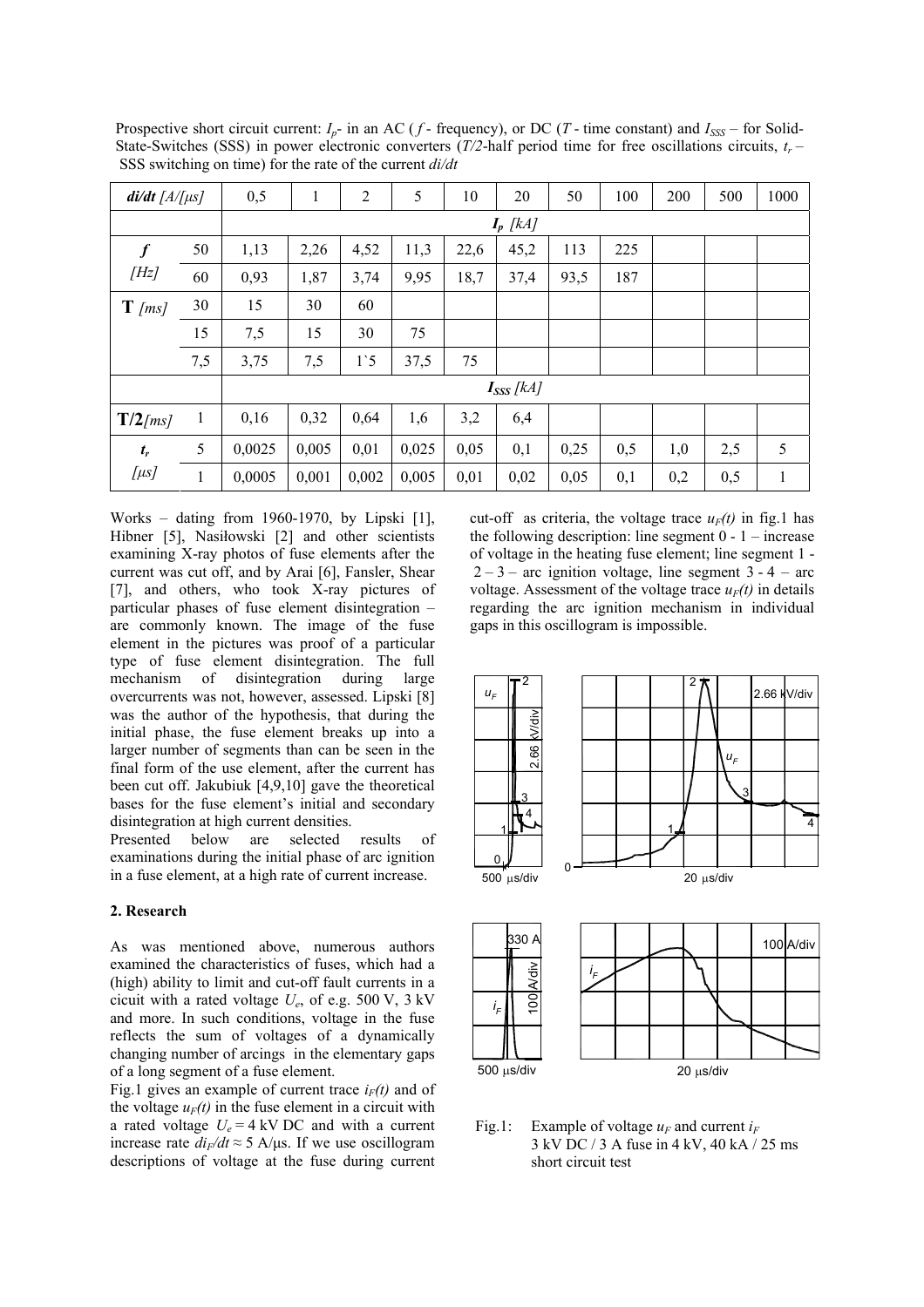Prospective short circuit current: $I_p$- in an AC ( $f$ - frequency), or DC ($T$ - time constant) and $I_{SSS}$ – for Solid-State-Switches (SSS) in power electronic converters ($T/2$-half period time for free oscillations circuits, $t_r$ – SSS switching on time) for the rate of the current $di/dt$

| *di/dt [A/[µs]* | | 0,5 | 1 | 2 | 5 | 10 | 20 | 50 | 100 | 200 | 500 | 1000 |
|---|---|---|---|---|---|---|---|---|---|---|---|---|
| | | $I_p$ *[kA]* | | | | | | | | | | |
| ***f*** *[Hz]* | 50 | 1,13 | 2,26 | 4,52 | 11,3 | 22,6 | 45,2 | 113 | 225 | | | |
| | 60 | 0,93 | 1,87 | 3,74 | 9,95 | 18,7 | 37,4 | 93,5 | 187 | | | |
| **T** *[ms]* | 30 | 15 | 30 | 60 | | | | | | | | |
| | 15 | 7,5 | 15 | 30 | 75 | | | | | | | |
| | 7,5 | 3,75 | 7,5 | 1`5 | 37,5 | 75 | | | | | | |
| | | $I_{SSS}$ *[kA]* | | | | | | | | | | |
| **T/2***[ms]* | 1 | 0,16 | 0,32 | 0,64 | 1,6 | 3,2 | 6,4 | | | | | |
| $t_r$ *[µs]* | 5 | 0,0025 | 0,005 | 0,01 | 0,025 | 0,05 | 0,1 | 0,25 | 0,5 | 1,0 | 2,5 | 5 |
| | 1 | 0,0005 | 0,001 | 0,002 | 0,005 | 0,01 | 0,02 | 0,05 | 0,1 | 0,2 | 0,5 | 1 |

Works – dating from 1960-1970, by Lipski [1], Hibner [5], Nasiłowski [2] and other scientists examining X-ray photos of fuse elements after the current was cut off, and by Arai [6], Fansler, Shear [7], and others, who took X-ray pictures of particular phases of fuse element disintegration – are commonly known. The image of the fuse element in the pictures was proof of a particular type of fuse element disintegration. The full mechanism of disintegration during large overcurrents was not, however, assessed. Lipski [8] was the author of the hypothesis, that during the initial phase, the fuse element breaks up into a larger number of segments than can be seen in the final form of the use element, after the current has been cut off. Jakubiuk [4,9,10] gave the theoretical bases for the fuse element's initial and secondary disintegration at high current densities.

Presented below are selected results of examinations during the initial phase of arc ignition in a fuse element, at a high rate of current increase.

## 2. Research

As was mentioned above, numerous authors examined the characteristics of fuses, which had a (high) ability to limit and cut-off fault currents in a cicuit with a rated voltage $U_e$, of e.g. 500 V, 3 kV and more. In such conditions, voltage in the fuse reflects the sum of voltages of a dynamically changing number of arcings in the elementary gaps of a long segment of a fuse element.

Fig.1 gives an example of current trace $i_F(t)$ and of the voltage $u_F(t)$ in the fuse element in a circuit with a rated voltage $U_e = 4$ kV DC and with a current increase rate $di_F/dt \approx 5$ A/µs. If we use oscillogram descriptions of voltage at the fuse during current cut-off as criteria, the voltage trace $u_F(t)$ in fig.1 has the following description: line segment 0 - 1 – increase of voltage in the heating fuse element; line segment 1 - 2 – 3 – arc ignition voltage, line segment 3 - 4 – arc voltage. Assessment of the voltage trace $u_F(t)$ in details regarding the arc ignition mechanism in individual gaps in this oscillogram is impossible.

Fig.1: Example of voltage $u_F$ and current $i_F$ 3 kV DC / 3 A fuse in 4 kV, 40 kA / 25 ms short circuit test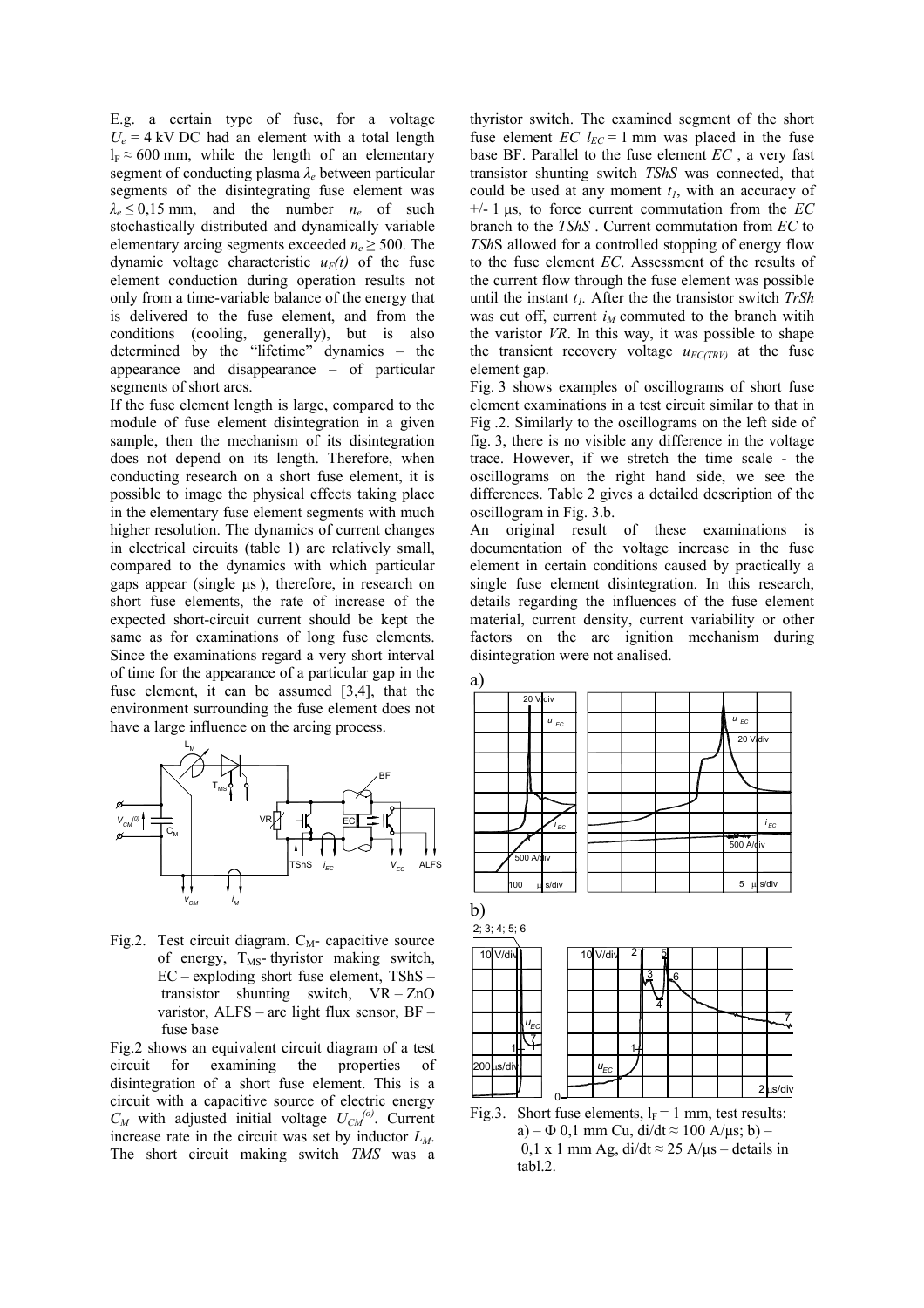E.g. a certain type of fuse, for a voltage $U_e = 4$ kV DC had an element with a total length $l_F \approx 600$ mm, while the length of an elementary segment of conducting plasma $\lambda_e$ between particular segments of the disintegrating fuse element was $\lambda_e \leq 0{,}15$ mm, and the number $n_e$ of such stochastically distributed and dynamically variable elementary arcing segments exceeded $n_e \geq 500$. The dynamic voltage characteristic $u_F(t)$ of the fuse element conduction during operation results not only from a time-variable balance of the energy that is delivered to the fuse element, and from the conditions (cooling, generally), but is also determined by the "lifetime" dynamics – the appearance and disappearance – of particular segments of short arcs.

If the fuse element length is large, compared to the module of fuse element disintegration in a given sample, then the mechanism of its disintegration does not depend on its length. Therefore, when conducting research on a short fuse element, it is possible to image the physical effects taking place in the elementary fuse element segments with much higher resolution. The dynamics of current changes in electrical circuits (table 1) are relatively small, compared to the dynamics with which particular gaps appear (single μs ), therefore, in research on short fuse elements, the rate of increase of the expected short-circuit current should be kept the same as for examinations of long fuse elements. Since the examinations regard a very short interval of time for the appearance of a particular gap in the fuse element, it can be assumed [3,4], that the environment surrounding the fuse element does not have a large influence on the arcing process.

Fig.2. Test circuit diagram. $C_M$- capacitive source of energy, $T_{MS}$- thyristor making switch, EC – exploding short fuse element, TShS – transistor shunting switch, VR – ZnO varistor, ALFS – arc light flux sensor, BF – fuse base

Fig.2 shows an equivalent circuit diagram of a test circuit for examining the properties of disintegration of a short fuse element. This is a circuit with a capacitive source of electric energy $C_M$ with adjusted initial voltage $U_{CM}^{(o)}$. Current increase rate in the circuit was set by inductor $L_M$. The short circuit making switch *TMS* was a thyristor switch. The examined segment of the short fuse element *EC* $l_{EC} = 1$ mm was placed in the fuse base BF. Parallel to the fuse element *EC* , a very fast transistor shunting switch *TShS* was connected, that could be used at any moment $t_1$, with an accuracy of +/- 1 μs, to force current commutation from the *EC* branch to the *TShS* . Current commutation from *EC* to *TSh*S allowed for a controlled stopping of energy flow to the fuse element *EC*. Assessment of the results of the current flow through the fuse element was possible until the instant $t_1$. After the the transistor switch *TrSh* was cut off, current $i_M$ commuted to the branch witih the varistor *VR*. In this way, it was possible to shape the transient recovery voltage $u_{EC(TRV)}$ at the fuse element gap.

Fig. 3 shows examples of oscillograms of short fuse element examinations in a test circuit similar to that in Fig .2. Similarly to the oscillograms on the left side of fig. 3, there is no visible any difference in the voltage trace. However, if we stretch the time scale - the oscillograms on the right hand side, we see the differences. Table 2 gives a detailed description of the oscillogram in Fig. 3.b.

An original result of these examinations is documentation of the voltage increase in the fuse element in certain conditions caused by practically a single fuse element disintegration. In this research, details regarding the influences of the fuse element material, current density, current variability or other factors on the arc ignition mechanism during disintegration were not analised.

Fig.3. Short fuse elements, $l_F = 1$ mm, test results: a) – Φ 0,1 mm Cu, di/dt ≈ 100 A/μs; b) – 0,1 x 1 mm Ag, di/dt ≈ 25 A/μs – details in tabl.2.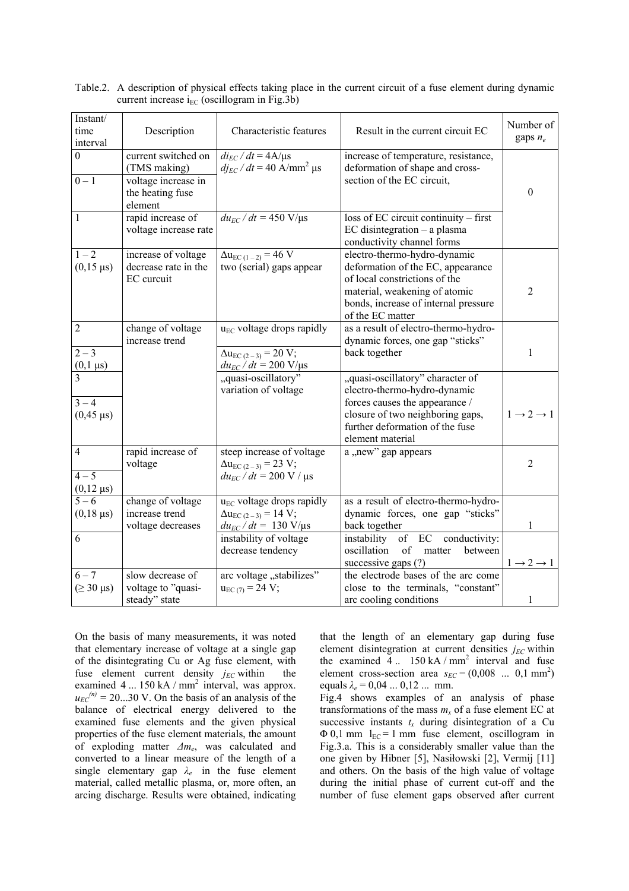Table.2. A description of physical effects taking place in the current circuit of a fuse element during dynamic current increase $i_{EC}$ (oscillogram in Fig.3b)

| Instant/ time interval | Description | Characteristic features | Result in the current circuit EC | Number of gaps $n_e$ |
|---|---|---|---|---|
| 0 | current switched on (TMS making) | $di_{EC} / dt$ = 4A/μs $dj_{EC} / dt$ = 40 A/mm$^2$ μs | increase of temperature, resistance, deformation of shape and cross-section of the EC circuit, | 0 |
| 0 – 1 | voltage increase in the heating fuse element | | | |
| 1 | rapid increase of voltage increase rate | $du_{EC} / dt$ = 450 V/μs | loss of EC circuit continuity – first EC disintegration – a plasma conductivity channel forms | |
| 1 – 2 (0,15 μs) | increase of voltage decrease rate in the EC curcuit | $\Delta u_{EC\,(1-2)}$ = 46 V two (serial) gaps appear | electro-thermo-hydro-dynamic deformation of the EC, appearance of local constrictions of the material, weakening of atomic bonds, increase of internal pressure of the EC matter | 2 |
| 2 | change of voltage increase trend | $u_{EC}$ voltage drops rapidly | as a result of electro-thermo-hydro-dynamic forces, one gap "sticks" back together | 1 |
| 2 – 3 (0,1 μs) | | $\Delta u_{EC\,(2-3)}$ = 20 V; $du_{EC} / dt$ = 200 V/μs | | |
| 3 | | „quasi-oscillatory" variation of voltage | „quasi-oscillatory" character of electro-thermo-hydro-dynamic forces causes the appearance / closure of two neighboring gaps, further deformation of the fuse element material | 1 → 2 → 1 |
| 3 – 4 (0,45 μs) | | | | |
| 4 | rapid increase of voltage | steep increase of voltage $\Delta u_{EC\,(2-3)}$ = 23 V; $du_{EC} / dt$ = 200 V / μs | a „new" gap appears | 2 |
| 4 – 5 (0,12 μs) | | | | |
| 5 – 6 (0,18 μs) | change of voltage increase trend voltage decreases | $u_{EC}$ voltage drops rapidly $\Delta u_{EC\,(2-3)}$ = 14 V; $du_{EC} / dt$ = 130 V/μs | as a result of electro-thermo-hydro-dynamic forces, one gap "sticks" back together | 1 |
| 6 | | instability of voltage decrease tendency | instability of EC conductivity: oscillation of matter between successive gaps (?) | 1 → 2 → 1 |
| 6 – 7 (≥ 30 μs) | slow decrease of voltage to "quasi-steady" state | arc voltage „stabilizes" $u_{EC\,(7)}$ = 24 V; | the electrode bases of the arc come close to the terminals, "constant" arc cooling conditions | 1 |

On the basis of many measurements, it was noted that elementary increase of voltage at a single gap of the disintegrating Cu or Ag fuse element, with fuse element current density $j_{EC}$ within the examined 4 ... 150 kA / mm$^2$ interval, was approx. $u_{EC}^{(n)}$ = 20...30 V. On the basis of an analysis of the balance of electrical energy delivered to the examined fuse elements and the given physical properties of the fuse element materials, the amount of exploding matter $\Delta m_e$, was calculated and converted to a linear measure of the length of a single elementary gap $\lambda_e$ in the fuse element material, called metallic plasma, or, more often, an arcing discharge. Results were obtained, indicating that the length of an elementary gap during fuse element disintegration at current densities $j_{EC}$ within the examined 4 .. 150 kA / mm$^2$ interval and fuse element cross-section area $s_{EC}$ = (0,008 ... 0,1 mm$^2$) equals $\lambda_e$ = 0,04 ... 0,12 ... mm.

Fig.4 shows examples of an analysis of phase transformations of the mass $m_x$ of a fuse element EC at successive instants $t_x$ during disintegration of a Cu Φ 0,1 mm $l_{EC}$ = 1 mm fuse element, oscillogram in Fig.3.a. This is a considerably smaller value than the one given by Hibner [5], Nasiłowski [2], Vermij [11] and others. On the basis of the high value of voltage during the initial phase of current cut-off and the number of fuse element gaps observed after current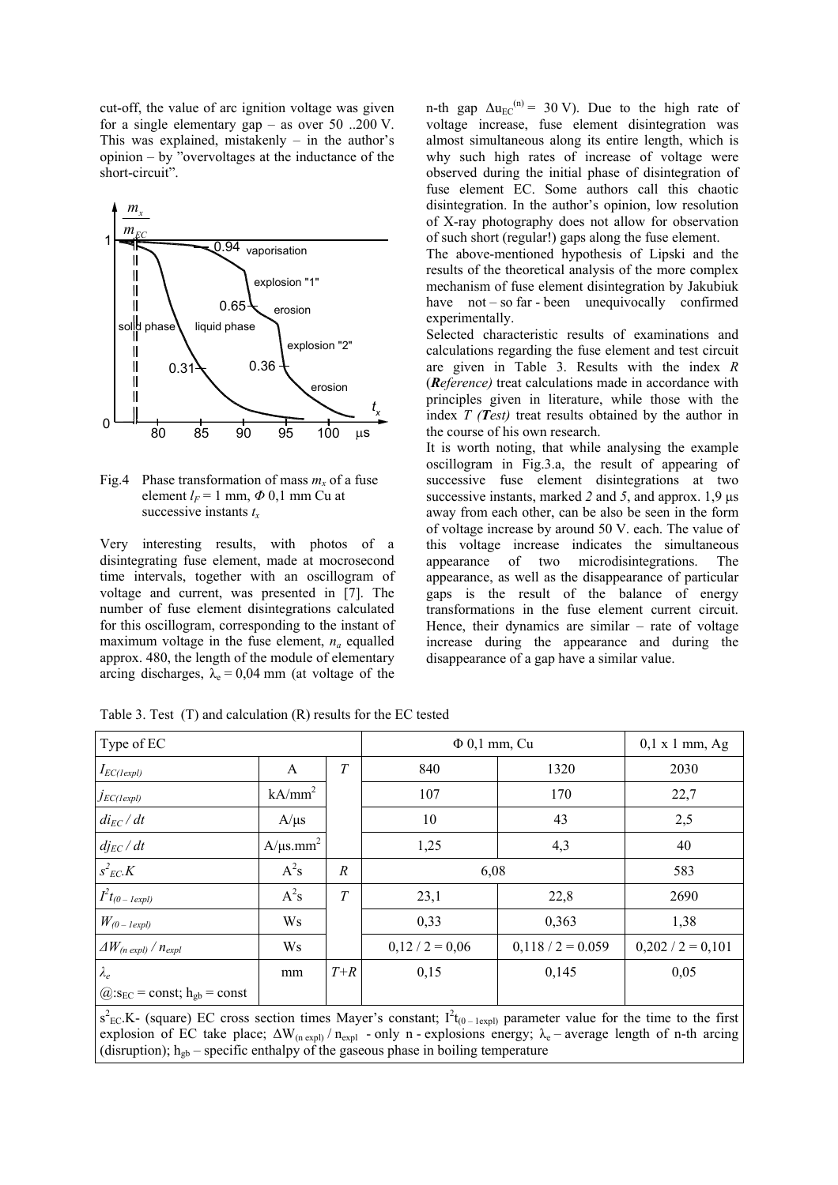cut-off, the value of arc ignition voltage was given for a single elementary gap – as over 50 ..200 V. This was explained, mistakenly – in the author's opinion – by "overvoltages at the inductance of the short-circuit".

Fig.4 Phase transformation of mass $m_x$ of a fuse element $l_F$ = 1 mm, $\Phi$ 0,1 mm Cu at successive instants $t_x$

Very interesting results, with photos of a disintegrating fuse element, made at macrosecond time intervals, together with an oscillogram of voltage and current, was presented in [7]. The number of fuse element disintegrations calculated for this oscillogram, corresponding to the instant of maximum voltage in the fuse element, $n_a$ equalled approx. 480, the length of the module of elementary arcing discharges, $\lambda_e$ = 0,04 mm (at voltage of the n-th gap $\Delta u_{EC}^{(n)}$ = 30 V). Due to the high rate of voltage increase, fuse element disintegration was almost simultaneous along its entire length, which is why such high rates of increase of voltage were observed during the initial phase of disintegration of fuse element EC. Some authors call this chaotic disintegration. In the author's opinion, low resolution of X-ray photography does not allow for observation of such short (regular!) gaps along the fuse element.

The above-mentioned hypothesis of Lipski and the results of the theoretical analysis of the more complex mechanism of fuse element disintegration by Jakubiuk have not – so far - been unequivocally confirmed experimentally.

Selected characteristic results of examinations and calculations regarding the fuse element and test circuit are given in Table 3. Results with the index *R* (***R**eference)* treat calculations made in accordance with principles given in literature, while those with the index *T (**T**est)* treat results obtained by the author in the course of his own research.

It is worth noting, that while analysing the example oscillogram in Fig.3.a, the result of appearing of successive fuse element disintegrations at two successive instants, marked *2* and *5*, and approx. 1,9 μs away from each other, can be also be seen in the form of voltage increase by around 50 V. each. The value of this voltage increase indicates the simultaneous appearance of two microdisintegrations. The appearance, as well as the disappearance of particular gaps is the result of the balance of energy transformations in the fuse element current circuit. Hence, their dynamics are similar – rate of voltage increase during the appearance and during the disappearance of a gap have a similar value.

Table 3. Test (T) and calculation (R) results for the EC tested

| Type of EC | | | $\Phi$ 0,1 mm, Cu | | 0,1 x 1 mm, Ag |
|---|---|---|---|---|---|
| $I_{EC(1expl)}$ | A | *T* | 840 | 1320 | 2030 |
| $j_{EC(1expl)}$ | kA/mm$^2$ | | 107 | 170 | 22,7 |
| $di_{EC} / dt$ | A/μs | | 10 | 43 | 2,5 |
| $dj_{EC} / dt$ | A/μs.mm$^2$ | | 1,25 | 4,3 | 40 |
| $s^2_{EC}.K$ | A$^2$s | *R* | 6,08 | | 583 |
| $I^2t_{(0-1expl)}$ | A$^2$s | *T* | 23,1 | 22,8 | 2690 |
| $W_{(0-1expl)}$ | Ws | | 0,33 | 0,363 | 1,38 |
| $\Delta W_{(n\,expl)} / n_{expl}$ | Ws | | 0,12 / 2 = 0,06 | 0,118 / 2 = 0.059 | 0,202 / 2 = 0,101 |
| $\lambda_e$ @:$s_{EC}$ = const; $h_{gb}$ = const | mm | *T+R* | 0,15 | 0,145 | 0,05 |

$s^2_{EC}.K$- (square) EC cross section times Mayer's constant; $I^2t_{(0-1expl)}$ parameter value for the time to the first explosion of EC take place; $\Delta W_{(n\,expl)} / n_{expl}$ - only n - explosions energy; $\lambda_e$ – average length of n-th arcing (disruption); $h_{gb}$ – specific enthalpy of the gaseous phase in boiling temperature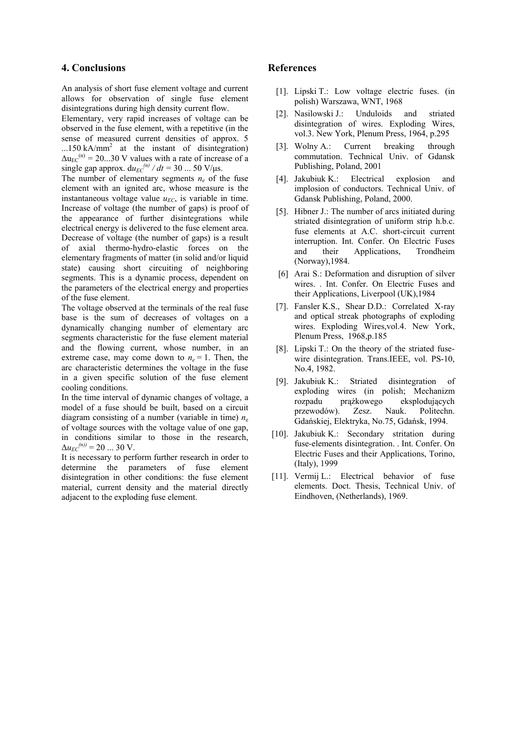## 4. Conclusions

An analysis of short fuse element voltage and current allows for observation of single fuse element disintegrations during high density current flow.

Elementary, very rapid increases of voltage can be observed in the fuse element, with a repetitive (in the sense of measured current densities of approx. 5 ...150 kA/mm$^2$ at the instant of disintegration) $\Delta u_{EC}^{(n)}$ = 20...30 V values with a rate of increase of a single gap approx. $du_{EC}^{(n)} / dt$ = 30 ... 50 V/μs.

The number of elementary segments $n_e$ of the fuse element with an ignited arc, whose measure is the instantaneous voltage value $u_{EC}$, is variable in time. Increase of voltage (the number of gaps) is proof of the appearance of further disintegrations while electrical energy is delivered to the fuse element area. Decrease of voltage (the number of gaps) is a result of axial thermo-hydro-elastic forces on the elementary fragments of matter (in solid and/or liquid state) causing short circuiting of neighboring segments. This is a dynamic process, dependent on the parameters of the electrical energy and properties of the fuse element.

The voltage observed at the terminals of the real fuse base is the sum of decreases of voltages on a dynamically changing number of elementary arc segments characteristic for the fuse element material and the flowing current, whose number, in an extreme case, may come down to $n_e = 1$. Then, the arc characteristic determines the voltage in the fuse in a given specific solution of the fuse element cooling conditions.

In the time interval of dynamic changes of voltage, a model of a fuse should be built, based on a circuit diagram consisting of a number (variable in time) $n_e$ of voltage sources with the voltage value of one gap, in conditions similar to those in the research, $\Delta u_{EC}^{(n))}$ = 20 ... 30 V.

It is necessary to perform further research in order to determine the parameters of fuse element disintegration in other conditions: the fuse element material, current density and the material directly adjacent to the exploding fuse element.

## References

[1]. Lipski T.: Low voltage electric fuses. (in polish) Warszawa, WNT, 1968

[2]. Nasilowski J.: Unduloids and striated disintegration of wires. Exploding Wires, vol.3. New York, Plenum Press, 1964, p.295

[3]. Wolny A.: Current breaking through commutation. Technical Univ. of Gdansk Publishing, Poland, 2001

[4]. Jakubiuk K.: Electrical explosion and implosion of conductors. Technical Univ. of Gdansk Publishing, Poland, 2000.

[5]. Hibner J.: The number of arcs initiated during striated disintegration of uniform strip h.b.c. fuse elements at A.C. short-circuit current interruption. Int. Confer. On Electric Fuses and their Applications, Trondheim (Norway),1984.

[6] Arai S.: Deformation and disruption of silver wires. . Int. Confer. On Electric Fuses and their Applications, Liverpool (UK),1984

[7]. Fansler K.S., Shear D.D.: Correlated X-ray and optical streak photographs of exploding wires. Exploding Wires,vol.4. New York, Plenum Press, 1968,p.185

[8]. Lipski T.: On the theory of the striated fuse-wire disintegration. Trans.IEEE, vol. PS-10, No.4, 1982.

[9]. Jakubiuk K.: Striated disintegration of exploding wires (in polish; Mechanizm rozpadu prążkowego eksplodujących przewodów). Zesz. Nauk. Politechn. Gdańskiej, Elektryka, No.75, Gdańsk, 1994.

[10]. Jakubiuk K.: Secondary stritation during fuse-elements disintegration. . Int. Confer. On Electric Fuses and their Applications, Torino, (Italy), 1999

[11]. Vermij L.: Electrical behavior of fuse elements. Doct. Thesis, Technical Univ. of Eindhoven, (Netherlands), 1969.